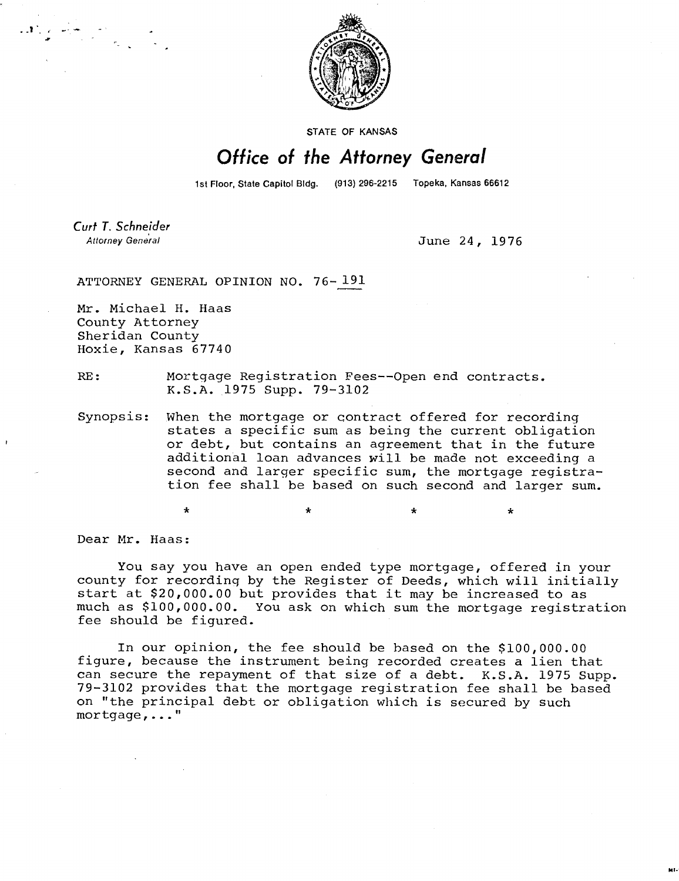STATE OF KANSAS

# Office of the Attorney General

1st Floor, State Capitol Bldg. (913) 296-2215 Topeka, Kansas 66612

*Curt T. Schneider*
Attorney General

June 24, 1976

ATTORNEY GENERAL OPINION NO. 76-191

Mr. Michael H. Haas
County Attorney
Sheridan County
Hoxie, Kansas 67740

RE: Mortgage Registration Fees--Open end contracts. K.S.A. 1975 Supp. 79-3102

Synopsis: When the mortgage or contract offered for recording states a specific sum as being the current obligation or debt, but contains an agreement that in the future additional loan advances will be made not exceeding a second and larger specific sum, the mortgage registration fee shall be based on such second and larger sum.

\* \* \* \*

Dear Mr. Haas:

You say you have an open ended type mortgage, offered in your county for recording by the Register of Deeds, which will initially start at $20,000.00 but provides that it may be increased to as much as $100,000.00. You ask on which sum the mortgage registration fee should be figured.

In our opinion, the fee should be based on the $100,000.00 figure, because the instrument being recorded creates a lien that can secure the repayment of that size of a debt. K.S.A. 1975 Supp. 79-3102 provides that the mortgage registration fee shall be based on "the principal debt or obligation which is secured by such mortgage,..."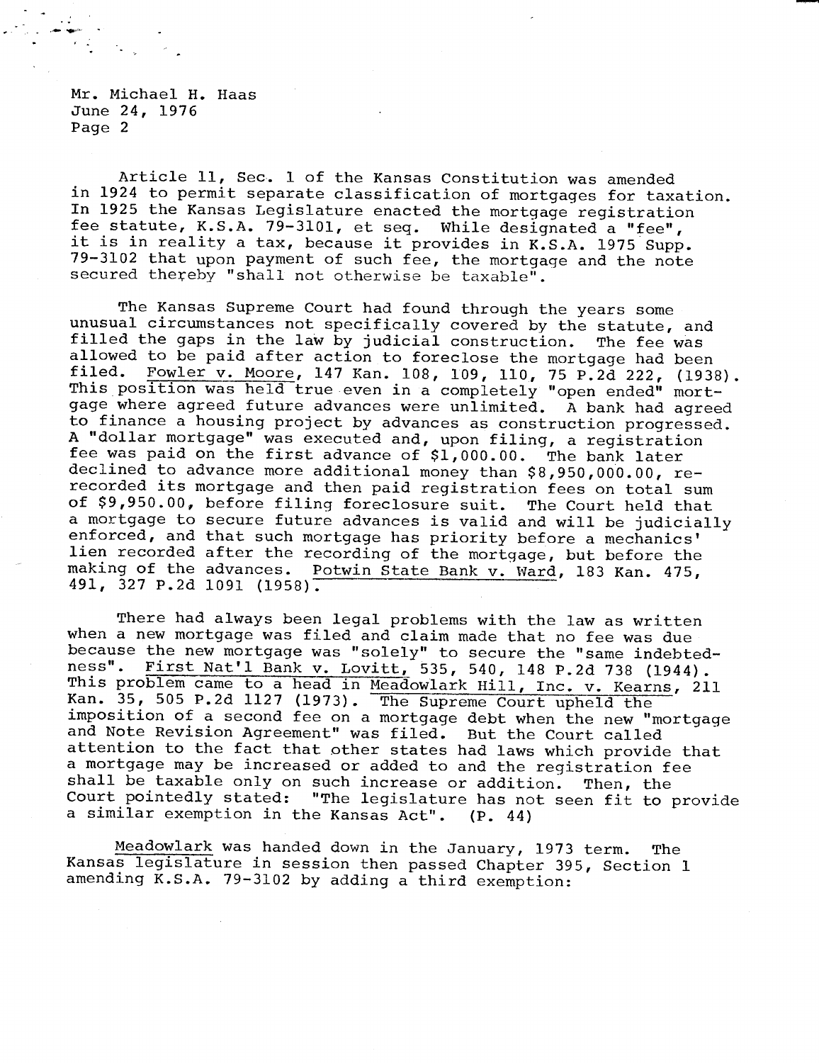Mr. Michael H. Haas
June 24, 1976
Page 2

Article 11, Sec. 1 of the Kansas Constitution was amended in 1924 to permit separate classification of mortgages for taxation. In 1925 the Kansas Legislature enacted the mortgage registration fee statute, K.S.A. 79-3101, et seq. While designated a "fee", it is in reality a tax, because it provides in K.S.A. 1975 Supp. 79-3102 that upon payment of such fee, the mortgage and the note secured thereby "shall not otherwise be taxable".

The Kansas Supreme Court had found through the years some unusual circumstances not specifically covered by the statute, and filled the gaps in the law by judicial construction. The fee was allowed to be paid after action to foreclose the mortgage had been filed. Fowler v. Moore, 147 Kan. 108, 109, 110, 75 P.2d 222, (1938). This position was held true even in a completely "open ended" mortgage where agreed future advances were unlimited. A bank had agreed to finance a housing project by advances as construction progressed. A "dollar mortgage" was executed and, upon filing, a registration fee was paid on the first advance of $1,000.00. The bank later declined to advance more additional money than $8,950,000.00, re-recorded its mortgage and then paid registration fees on total sum of $9,950.00, before filing foreclosure suit. The Court held that a mortgage to secure future advances is valid and will be judicially enforced, and that such mortgage has priority before a mechanics' lien recorded after the recording of the mortgage, but before the making of the advances. Potwin State Bank v. Ward, 183 Kan. 475, 491, 327 P.2d 1091 (1958).

There had always been legal problems with the law as written when a new mortgage was filed and claim made that no fee was due because the new mortgage was "solely" to secure the "same indebtedness". First Nat'l Bank v. Lovitt, 535, 540, 148 P.2d 738 (1944). This problem came to a head in Meadowlark Hill, Inc. v. Kearns, 211 Kan. 35, 505 P.2d 1127 (1973). The Supreme Court upheld the imposition of a second fee on a mortgage debt when the new "mortgage and Note Revision Agreement" was filed. But the Court called attention to the fact that other states had laws which provide that a mortgage may be increased or added to and the registration fee shall be taxable only on such increase or addition. Then, the Court pointedly stated: "The legislature has not seen fit to provide a similar exemption in the Kansas Act". (P. 44)

Meadowlark was handed down in the January, 1973 term. The Kansas legislature in session then passed Chapter 395, Section 1 amending K.S.A. 79-3102 by adding a third exemption: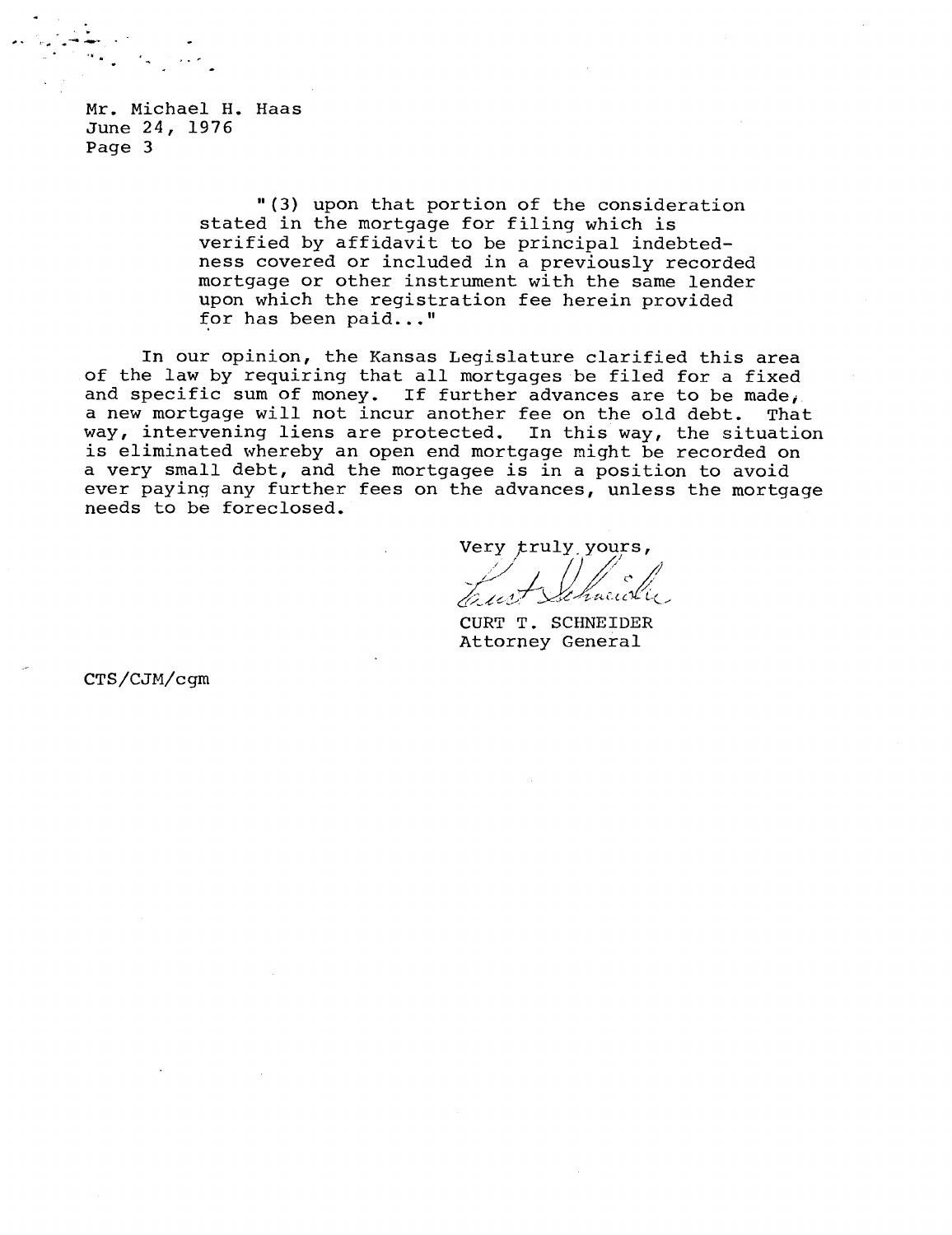Mr. Michael H. Haas
June 24, 1976
Page 3

> "(3) upon that portion of the consideration stated in the mortgage for filing which is verified by affidavit to be principal indebtedness covered or included in a previously recorded mortgage or other instrument with the same lender upon which the registration fee herein provided for has been paid..."

In our opinion, the Kansas Legislature clarified this area of the law by requiring that all mortgages be filed for a fixed and specific sum of money. If further advances are to be made, a new mortgage will not incur another fee on the old debt. That way, intervening liens are protected. In this way, the situation is eliminated whereby an open end mortgage might be recorded on a very small debt, and the mortgagee is in a position to avoid ever paying any further fees on the advances, unless the mortgage needs to be foreclosed.

Very truly yours,

Curt Schneider

CURT T. SCHNEIDER
Attorney General

CTS/CJM/cgm